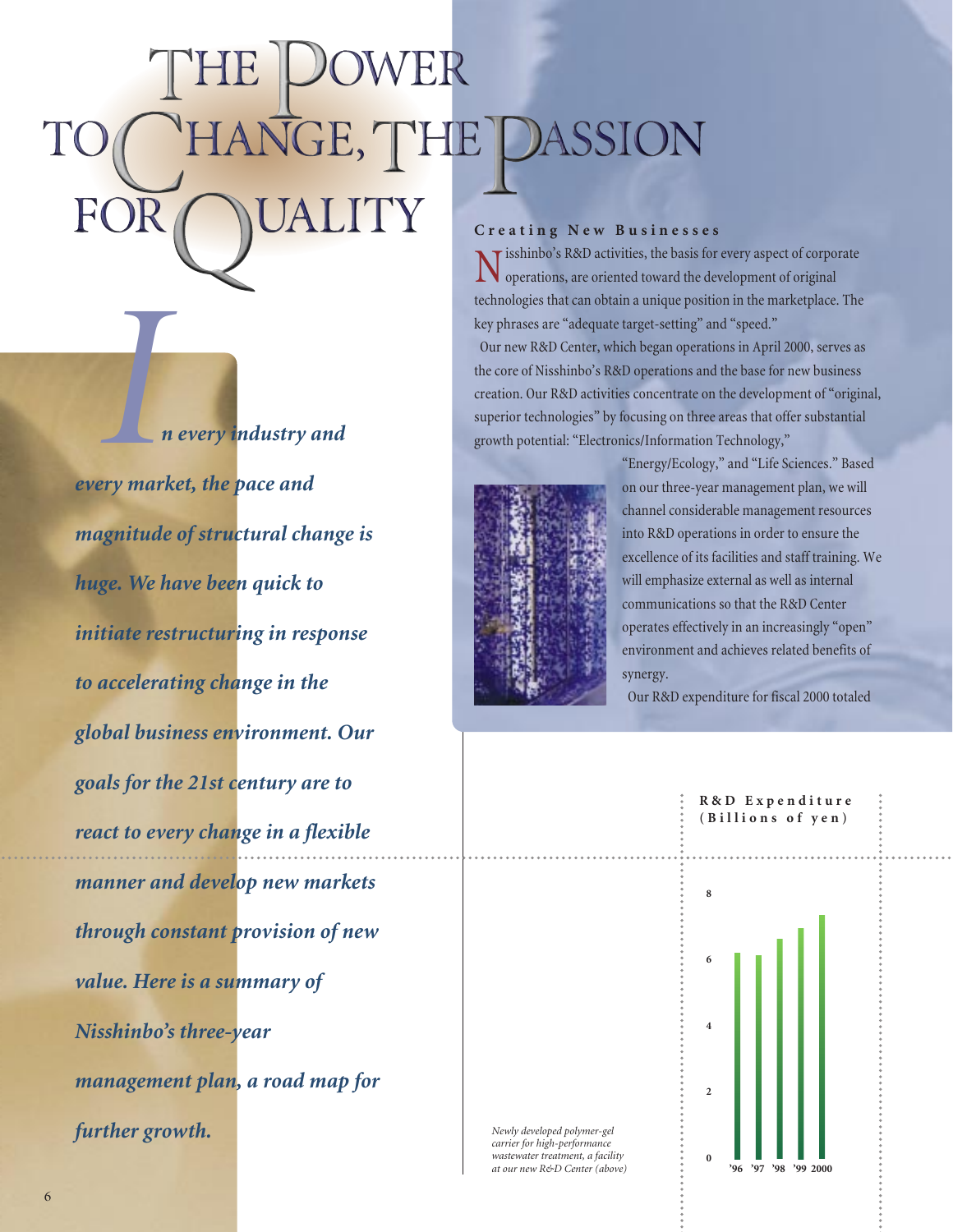# THE POWER TO CHANGE, THE PASSION FOR QUALITY

***In every industry and every market, the pace and magnitude of structural change is huge. We have been quick to initiate restructuring in response to accelerating change in the global business environment. Our goals for the 21st century are to react to every change in a flexible manner and develop new markets through constant provision of new value. Here is a summary of Nisshinbo's three-year management plan, a road map for further growth.***

## Creating New Businesses

Nisshinbo's R&D activities, the basis for every aspect of corporate operations, are oriented toward the development of original technologies that can obtain a unique position in the marketplace. The key phrases are "adequate target-setting" and "speed."

Our new R&D Center, which began operations in April 2000, serves as the core of Nisshinbo's R&D operations and the base for new business creation. Our R&D activities concentrate on the development of "original, superior technologies" by focusing on three areas that offer substantial growth potential: "Electronics/Information Technology," "Energy/Ecology," and "Life Sciences." Based on our three-year management plan, we will channel considerable management resources into R&D operations in order to ensure the excellence of its facilities and staff training. We will emphasize external as well as internal communications so that the R&D Center operates effectively in an increasingly "open" environment and achieves related benefits of synergy.

Our R&D expenditure for fiscal 2000 totaled

*Newly developed polymer-gel carrier for high-performance wastewater treatment, a facility at our new R&D Center (above)*

**R&D Expenditure (Billions of yen)**

Bar chart: y-axis 0–8; x-axis '96, '97, '98, '99, 2000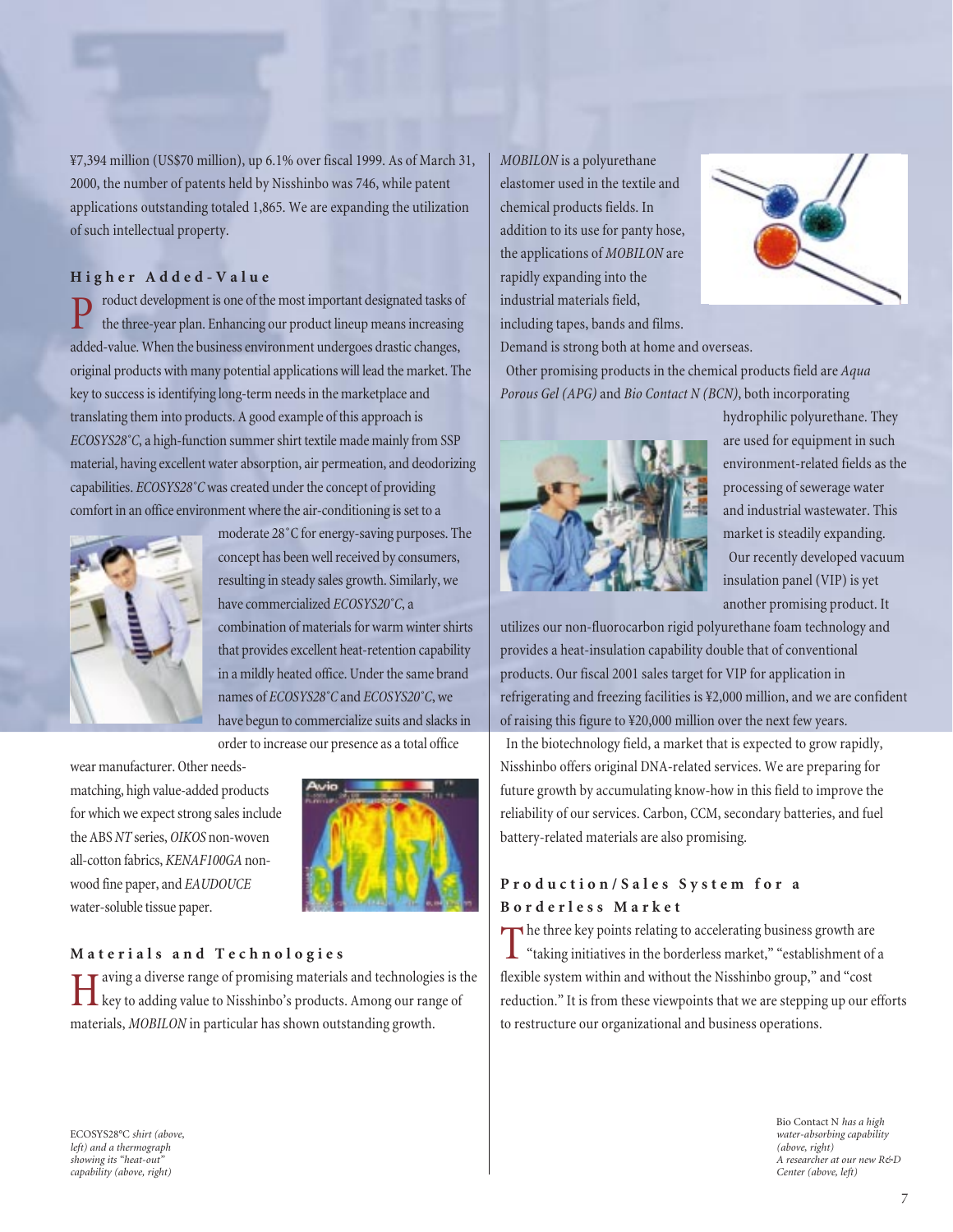¥7,394 million (US$70 million), up 6.1% over fiscal 1999. As of March 31, 2000, the number of patents held by Nisshinbo was 746, while patent applications outstanding totaled 1,865. We are expanding the utilization of such intellectual property.

## Higher Added-Value

Product development is one of the most important designated tasks of the three-year plan. Enhancing our product lineup means increasing added-value. When the business environment undergoes drastic changes, original products with many potential applications will lead the market. The key to success is identifying long-term needs in the marketplace and translating them into products. A good example of this approach is *ECOSYS28°C*, a high-function summer shirt textile made mainly from SSP material, having excellent water absorption, air permeation, and deodorizing capabilities. *ECOSYS28°C* was created under the concept of providing comfort in an office environment where the air-conditioning is set to a moderate 28°C for energy-saving purposes. The concept has been well received by consumers, resulting in steady sales growth. Similarly, we have commercialized *ECOSYS20°C*, a combination of materials for warm winter shirts that provides excellent heat-retention capability in a mildly heated office. Under the same brand names of *ECOSYS28°C* and *ECOSYS20°C*, we have begun to commercialize suits and slacks in order to increase our presence as a total office wear manufacturer. Other needs-matching, high value-added products for which we expect strong sales include the ABS *NT* series, *OIKOS* non-woven all-cotton fabrics, *KENAF100GA* non-wood fine paper, and *EAUDOUCE* water-soluble tissue paper.

## Materials and Technologies

Having a diverse range of promising materials and technologies is the key to adding value to Nisshinbo's products. Among our range of materials, *MOBILON* in particular has shown outstanding growth.

ECOSYS28°C *shirt (above, left) and a thermograph showing its "heat-out" capability (above, right)*

*MOBILON* is a polyurethane elastomer used in the textile and chemical products fields. In addition to its use for panty hose, the applications of *MOBILON* are rapidly expanding into the industrial materials field, including tapes, bands and films. Demand is strong both at home and overseas.

Other promising products in the chemical products field are *Aqua Porous Gel (APG)* and *Bio Contact N (BCN)*, both incorporating hydrophilic polyurethane. They are used for equipment in such environment-related fields as the processing of sewerage water and industrial wastewater. This market is steadily expanding.

Our recently developed vacuum insulation panel (VIP) is yet another promising product. It utilizes our non-fluorocarbon rigid polyurethane foam technology and provides a heat-insulation capability double that of conventional products. Our fiscal 2001 sales target for VIP for application in refrigerating and freezing facilities is ¥2,000 million, and we are confident of raising this figure to ¥20,000 million over the next few years.

In the biotechnology field, a market that is expected to grow rapidly, Nisshinbo offers original DNA-related services. We are preparing for future growth by accumulating know-how in this field to improve the reliability of our services. Carbon, CCM, secondary batteries, and fuel battery-related materials are also promising.

## Production/Sales System for a Borderless Market

The three key points relating to accelerating business growth are "taking initiatives in the borderless market," "establishment of a flexible system within and without the Nisshinbo group," and "cost reduction." It is from these viewpoints that we are stepping up our efforts to restructure our organizational and business operations.

Bio Contact N *has a high water-absorbing capability (above, right)*
*A researcher at our new R&D Center (above, left)*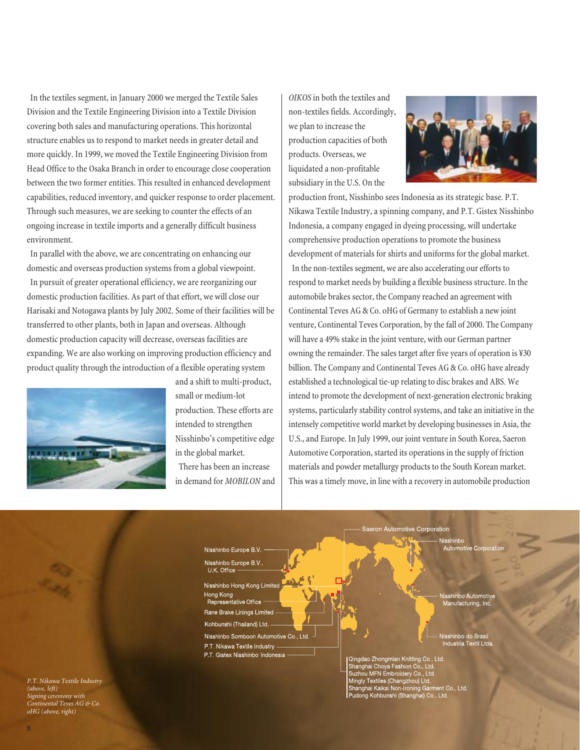In the textiles segment, in January 2000 we merged the Textile Sales Division and the Textile Engineering Division into a Textile Division covering both sales and manufacturing operations. This horizontal structure enables us to respond to market needs in greater detail and more quickly. In 1999, we moved the Textile Engineering Division from Head Office to the Osaka Branch in order to encourage close cooperation between the two former entities. This resulted in enhanced development capabilities, reduced inventory, and quicker response to order placement. Through such measures, we are seeking to counter the effects of an ongoing increase in textile imports and a generally difficult business environment.

In parallel with the above, we are concentrating on enhancing our domestic and overseas production systems from a global viewpoint.

In pursuit of greater operational efficiency, we are reorganizing our domestic production facilities. As part of that effort, we will close our Harisaki and Notogawa plants by July 2002. Some of their facilities will be transferred to other plants, both in Japan and overseas. Although domestic production capacity will decrease, overseas facilities are expanding. We are also working on improving production efficiency and product quality through the introduction of a flexible operating system and a shift to multi-product, small or medium-lot production. These efforts are intended to strengthen Nisshinbo's competitive edge in the global market.

There has been an increase in demand for *MOBILON* and *OIKOS* in both the textiles and non-textiles fields. Accordingly, we plan to increase the production capacities of both products. Overseas, we liquidated a non-profitable subsidiary in the U.S. On the production front, Nisshinbo sees Indonesia as its strategic base. P.T. Nikawa Textile Industry, a spinning company, and P.T. Gistex Nisshinbo Indonesia, a company engaged in dyeing processing, will undertake comprehensive production operations to promote the business development of materials for shirts and uniforms for the global market.

In the non-textiles segment, we are also accelerating our efforts to respond to market needs by building a flexible business structure. In the automobile brakes sector, the Company reached an agreement with Continental Teves AG & Co. oHG of Germany to establish a new joint venture, Continental Teves Corporation, by the fall of 2000. The Company will have a 49% stake in the joint venture, with our German partner owning the remainder. The sales target after five years of operation is ¥30 billion. The Company and Continental Teves AG & Co. oHG have already established a technological tie-up relating to disc brakes and ABS. We intend to promote the development of next-generation electronic braking systems, particularly stability control systems, and take an initiative in the intensely competitive world market by developing businesses in Asia, the U.S., and Europe. In July 1999, our joint venture in South Korea, Saeron Automotive Corporation, started its operations in the supply of friction materials and powder metallurgy products to the South Korean market. This was a timely move, in line with a recovery in automobile production

- Nisshinbo Europe B.V.
- Nisshinbo Europe B.V., U.K. Office
- Nisshinbo Hong Kong Limited
- Hong Kong Representative Office
- Rane Brake Linings Limited
- Kohbunshi (Thailand) Ltd.
- Nisshinbo Somboon Automotive Co., Ltd.
- P.T. Nikawa Textile Industry
- P.T. Gistex Nisshinbo Indonesia
- Saeron Automotive Corporation
- Nisshinbo Automotive Corporation
- Nisshinbo Automotive Manufacturing, Inc.
- Nisshinbo do Brasil Industria Textil Ltda.
- Qingdao Zhongmian Knitting Co., Ltd.
- Shanghai Choya Fashion Co., Ltd.
- Suzhou MFN Embroidery Co., Ltd.
- Mingly Textiles (Changzhou) Ltd.
- Shanghai Kaikai Non-Ironing Garment Co., Ltd.
- Pudong Kohbunshi (Shanghai) Co., Ltd.

*P.T. Nikawa Textile Industry (above, left)*
*Signing ceremony with Continental Teves AG & Co. oHG (above, right)*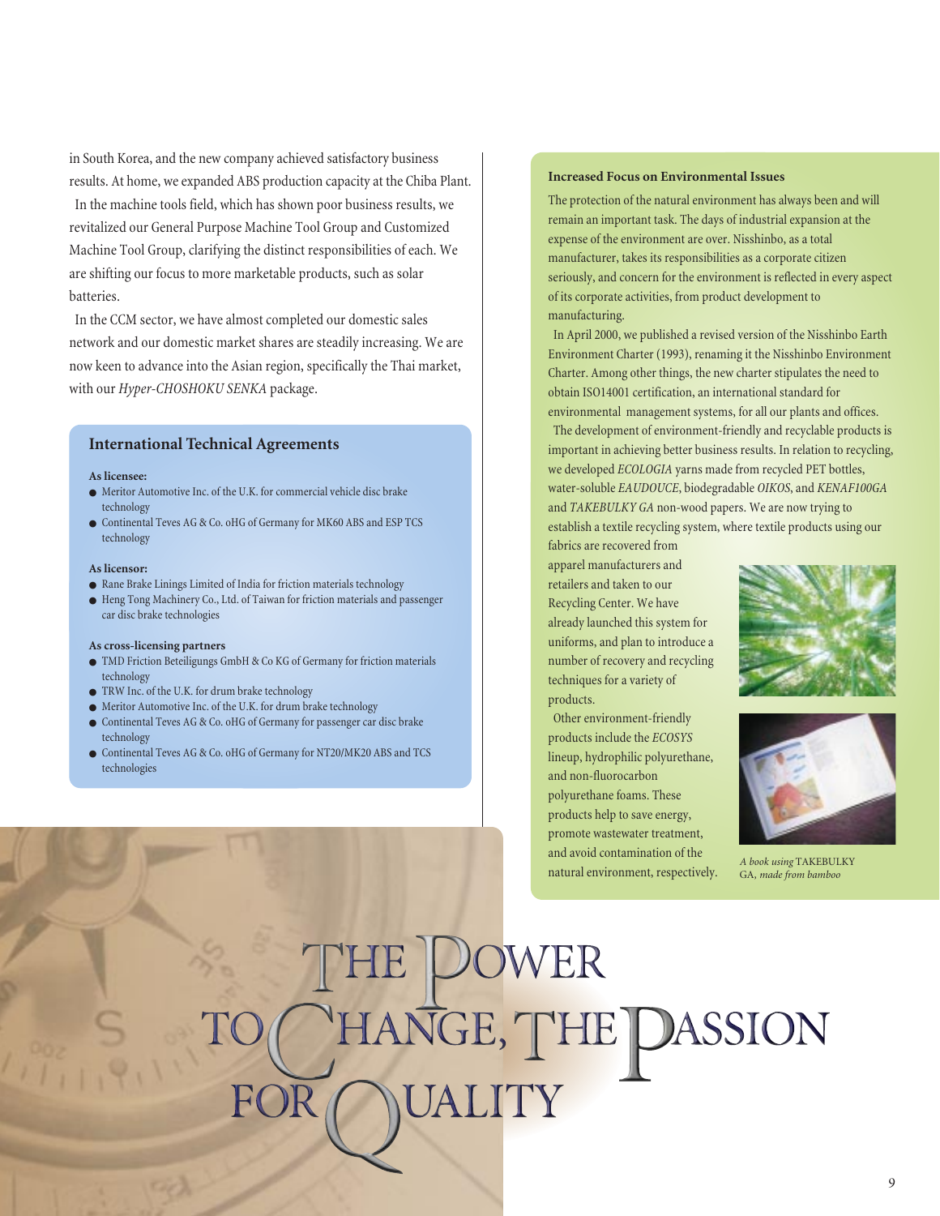in South Korea, and the new company achieved satisfactory business results. At home, we expanded ABS production capacity at the Chiba Plant.

In the machine tools field, which has shown poor business results, we revitalized our General Purpose Machine Tool Group and Customized Machine Tool Group, clarifying the distinct responsibilities of each. We are shifting our focus to more marketable products, such as solar batteries.

In the CCM sector, we have almost completed our domestic sales network and our domestic market shares are steadily increasing. We are now keen to advance into the Asian region, specifically the Thai market, with our *Hyper-CHOSHOKU SENKA* package.

## International Technical Agreements

**As licensee:**

- Meritor Automotive Inc. of the U.K. for commercial vehicle disc brake technology
- Continental Teves AG & Co. oHG of Germany for MK60 ABS and ESP TCS technology

**As licensor:**

- Rane Brake Linings Limited of India for friction materials technology
- Heng Tong Machinery Co., Ltd. of Taiwan for friction materials and passenger car disc brake technologies

**As cross-licensing partners**

- TMD Friction Beteiligungs GmbH & Co KG of Germany for friction materials technology
- TRW Inc. of the U.K. for drum brake technology
- Meritor Automotive Inc. of the U.K. for drum brake technology
- Continental Teves AG & Co. oHG of Germany for passenger car disc brake technology
- Continental Teves AG & Co. oHG of Germany for NT20/MK20 ABS and TCS technologies

### Increased Focus on Environmental Issues

The protection of the natural environment has always been and will remain an important task. The days of industrial expansion at the expense of the environment are over. Nisshinbo, as a total manufacturer, takes its responsibilities as a corporate citizen seriously, and concern for the environment is reflected in every aspect of its corporate activities, from product development to manufacturing.

In April 2000, we published a revised version of the Nisshinbo Earth Environment Charter (1993), renaming it the Nisshinbo Environment Charter. Among other things, the new charter stipulates the need to obtain ISO14001 certification, an international standard for environmental management systems, for all our plants and offices.

The development of environment-friendly and recyclable products is important in achieving better business results. In relation to recycling, we developed *ECOLOGIA* yarns made from recycled PET bottles, water-soluble *EAUDOUCE*, biodegradable *OIKOS*, and *KENAF100GA* and *TAKEBULKY GA* non-wood papers. We are now trying to establish a textile recycling system, where textile products using our fabrics are recovered from apparel manufacturers and retailers and taken to our Recycling Center. We have already launched this system for uniforms, and plan to introduce a number of recovery and recycling techniques for a variety of products.

Other environment-friendly products include the *ECOSYS* lineup, hydrophilic polyurethane, and non-fluorocarbon polyurethane foams. These products help to save energy, promote wastewater treatment, and avoid contamination of the natural environment, respectively.

*A book using* TAKEBULKY GA*, made from bamboo*

# THE POWER TO CHANGE, THE PASSION FOR QUALITY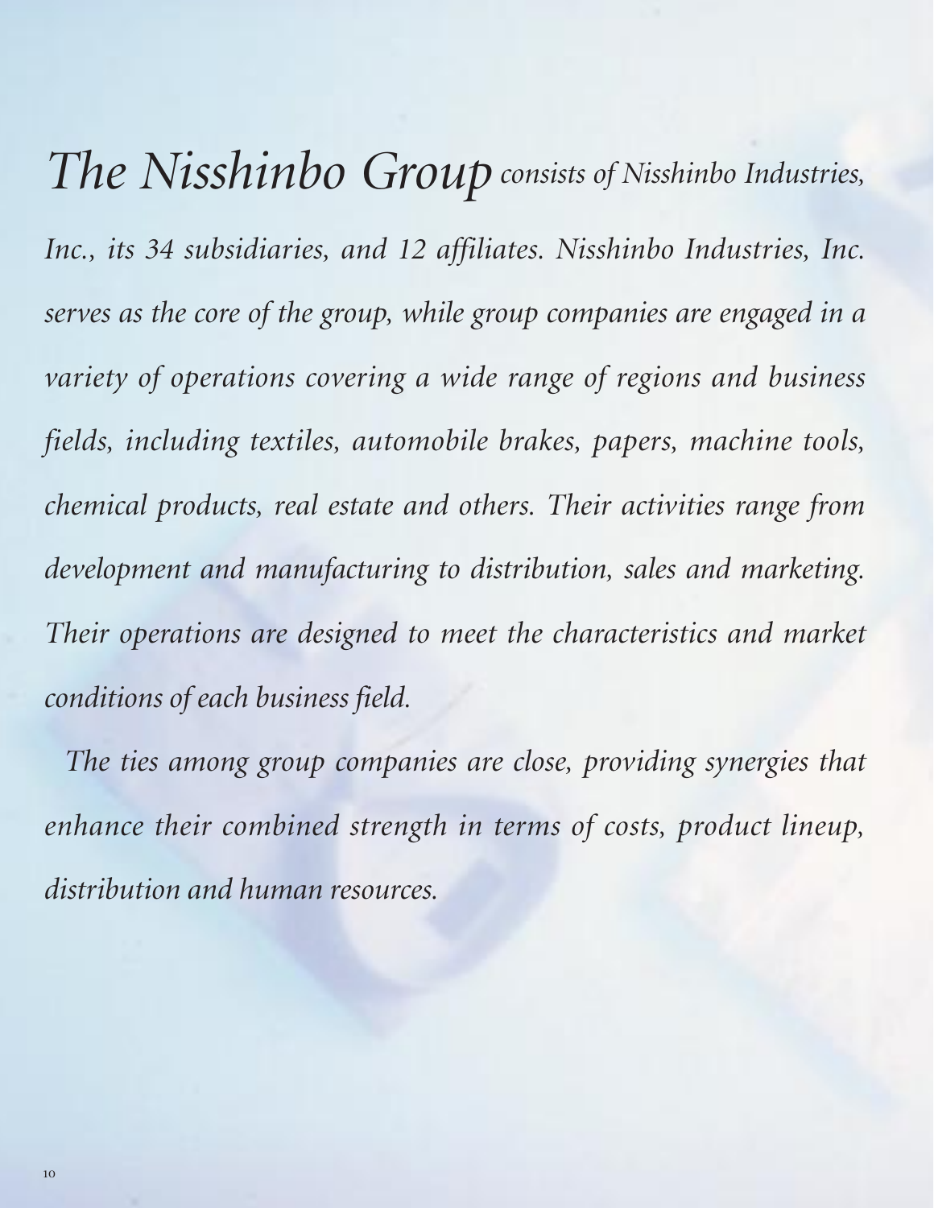*The Nisshinbo Group consists of Nisshinbo Industries, Inc., its 34 subsidiaries, and 12 affiliates. Nisshinbo Industries, Inc. serves as the core of the group, while group companies are engaged in a variety of operations covering a wide range of regions and business fields, including textiles, automobile brakes, papers, machine tools, chemical products, real estate and others. Their activities range from development and manufacturing to distribution, sales and marketing. Their operations are designed to meet the characteristics and market conditions of each business field.*

*The ties among group companies are close, providing synergies that enhance their combined strength in terms of costs, product lineup, distribution and human resources.*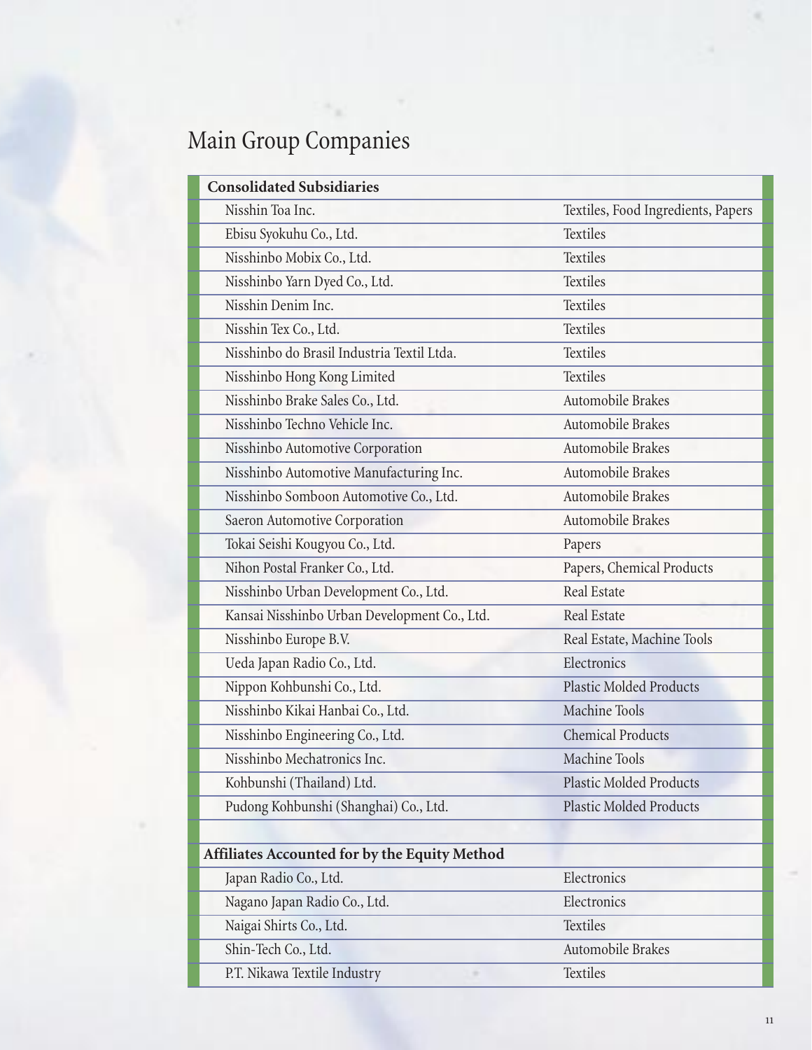# Main Group Companies

| Consolidated Subsidiaries | |
|---|---|
| Nisshin Toa Inc. | Textiles, Food Ingredients, Papers |
| Ebisu Syokuhu Co., Ltd. | Textiles |
| Nisshinbo Mobix Co., Ltd. | Textiles |
| Nisshinbo Yarn Dyed Co., Ltd. | Textiles |
| Nisshin Denim Inc. | Textiles |
| Nisshin Tex Co., Ltd. | Textiles |
| Nisshinbo do Brasil Industria Textil Ltda. | Textiles |
| Nisshinbo Hong Kong Limited | Textiles |
| Nisshinbo Brake Sales Co., Ltd. | Automobile Brakes |
| Nisshinbo Techno Vehicle Inc. | Automobile Brakes |
| Nisshinbo Automotive Corporation | Automobile Brakes |
| Nisshinbo Automotive Manufacturing Inc. | Automobile Brakes |
| Nisshinbo Somboon Automotive Co., Ltd. | Automobile Brakes |
| Saeron Automotive Corporation | Automobile Brakes |
| Tokai Seishi Kougyou Co., Ltd. | Papers |
| Nihon Postal Franker Co., Ltd. | Papers, Chemical Products |
| Nisshinbo Urban Development Co., Ltd. | Real Estate |
| Kansai Nisshinbo Urban Development Co., Ltd. | Real Estate |
| Nisshinbo Europe B.V. | Real Estate, Machine Tools |
| Ueda Japan Radio Co., Ltd. | Electronics |
| Nippon Kohbunshi Co., Ltd. | Plastic Molded Products |
| Nisshinbo Kikai Hanbai Co., Ltd. | Machine Tools |
| Nisshinbo Engineering Co., Ltd. | Chemical Products |
| Nisshinbo Mechatronics Inc. | Machine Tools |
| Kohbunshi (Thailand) Ltd. | Plastic Molded Products |
| Pudong Kohbunshi (Shanghai) Co., Ltd. | Plastic Molded Products |
| | |
| **Affiliates Accounted for by the Equity Method** | |
| Japan Radio Co., Ltd. | Electronics |
| Nagano Japan Radio Co., Ltd. | Electronics |
| Naigai Shirts Co., Ltd. | Textiles |
| Shin-Tech Co., Ltd. | Automobile Brakes |
| P.T. Nikawa Textile Industry | Textiles |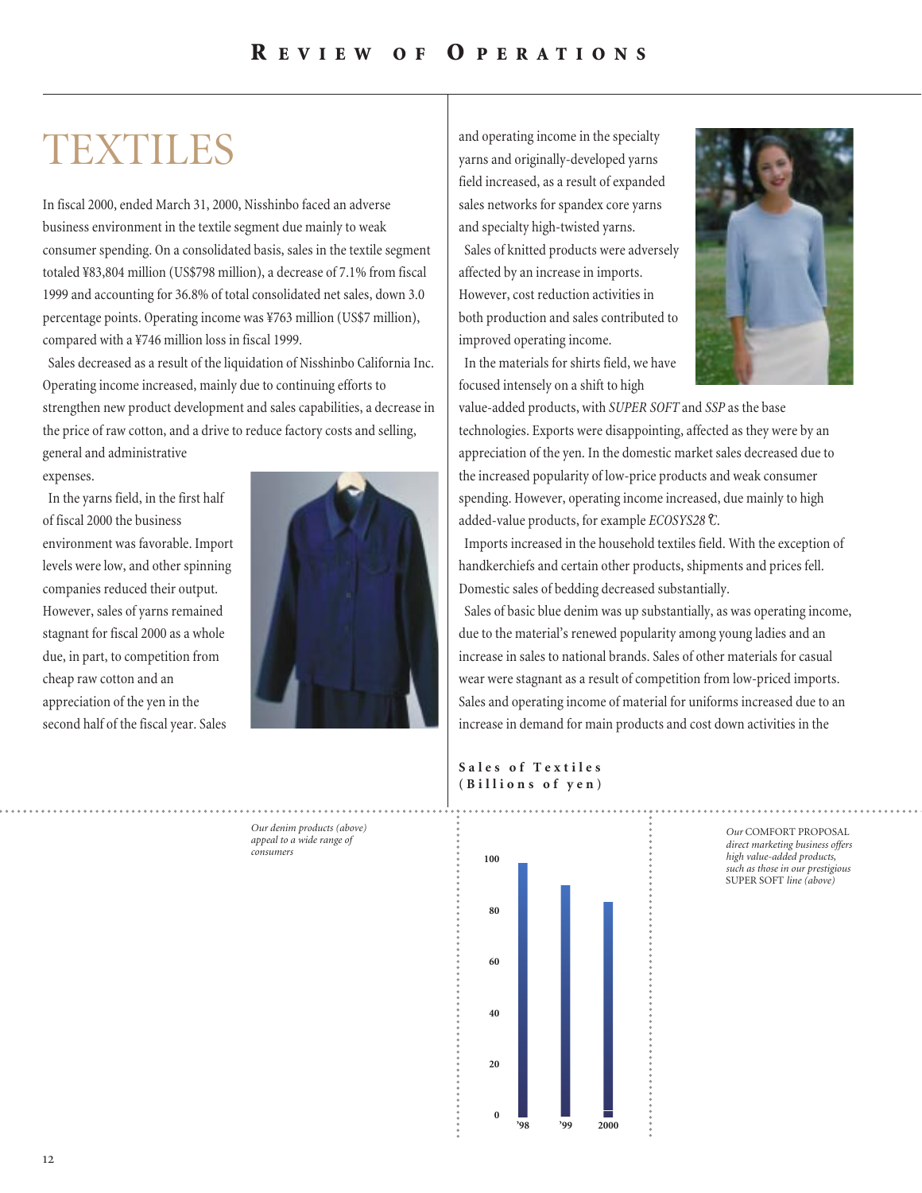# TEXTILES

In fiscal 2000, ended March 31, 2000, Nisshinbo faced an adverse business environment in the textile segment due mainly to weak consumer spending. On a consolidated basis, sales in the textile segment totaled ¥83,804 million (US$798 million), a decrease of 7.1% from fiscal 1999 and accounting for 36.8% of total consolidated net sales, down 3.0 percentage points. Operating income was ¥763 million (US$7 million), compared with a ¥746 million loss in fiscal 1999.

Sales decreased as a result of the liquidation of Nisshinbo California Inc. Operating income increased, mainly due to continuing efforts to strengthen new product development and sales capabilities, a decrease in the price of raw cotton, and a drive to reduce factory costs and selling, general and administrative expenses.

In the yarns field, in the first half of fiscal 2000 the business environment was favorable. Import levels were low, and other spinning companies reduced their output. However, sales of yarns remained stagnant for fiscal 2000 as a whole due, in part, to competition from cheap raw cotton and an appreciation of the yen in the second half of the fiscal year. Sales and operating income in the specialty yarns and originally-developed yarns field increased, as a result of expanded sales networks for spandex core yarns and specialty high-twisted yarns.

Sales of knitted products were adversely affected by an increase in imports. However, cost reduction activities in both production and sales contributed to improved operating income.

In the materials for shirts field, we have focused intensely on a shift to high value-added products, with *SUPER SOFT* and *SSP* as the base technologies. Exports were disappointing, affected as they were by an appreciation of the yen. In the domestic market sales decreased due to the increased popularity of low-price products and weak consumer spending. However, operating income increased, due mainly to high added-value products, for example *ECOSYS28℃*.

Imports increased in the household textiles field. With the exception of handkerchiefs and certain other products, shipments and prices fell. Domestic sales of bedding decreased substantially.

Sales of basic blue denim was up substantially, as was operating income, due to the material's renewed popularity among young ladies and an increase in sales to national brands. Sales of other materials for casual wear were stagnant as a result of competition from low-priced imports. Sales and operating income of material for uniforms increased due to an increase in demand for main products and cost down activities in the

*Our denim products (above) appeal to a wide range of consumers*

**Sales of Textiles (Billions of yen)**

| Year | Sales |
|---|---|
| '98 | ~98 |
| '99 | ~90 |
| 2000 | ~84 |

*Our* COMFORT PROPOSAL *direct marketing business offers high value-added products, such as those in our prestigious* SUPER SOFT *line (above)*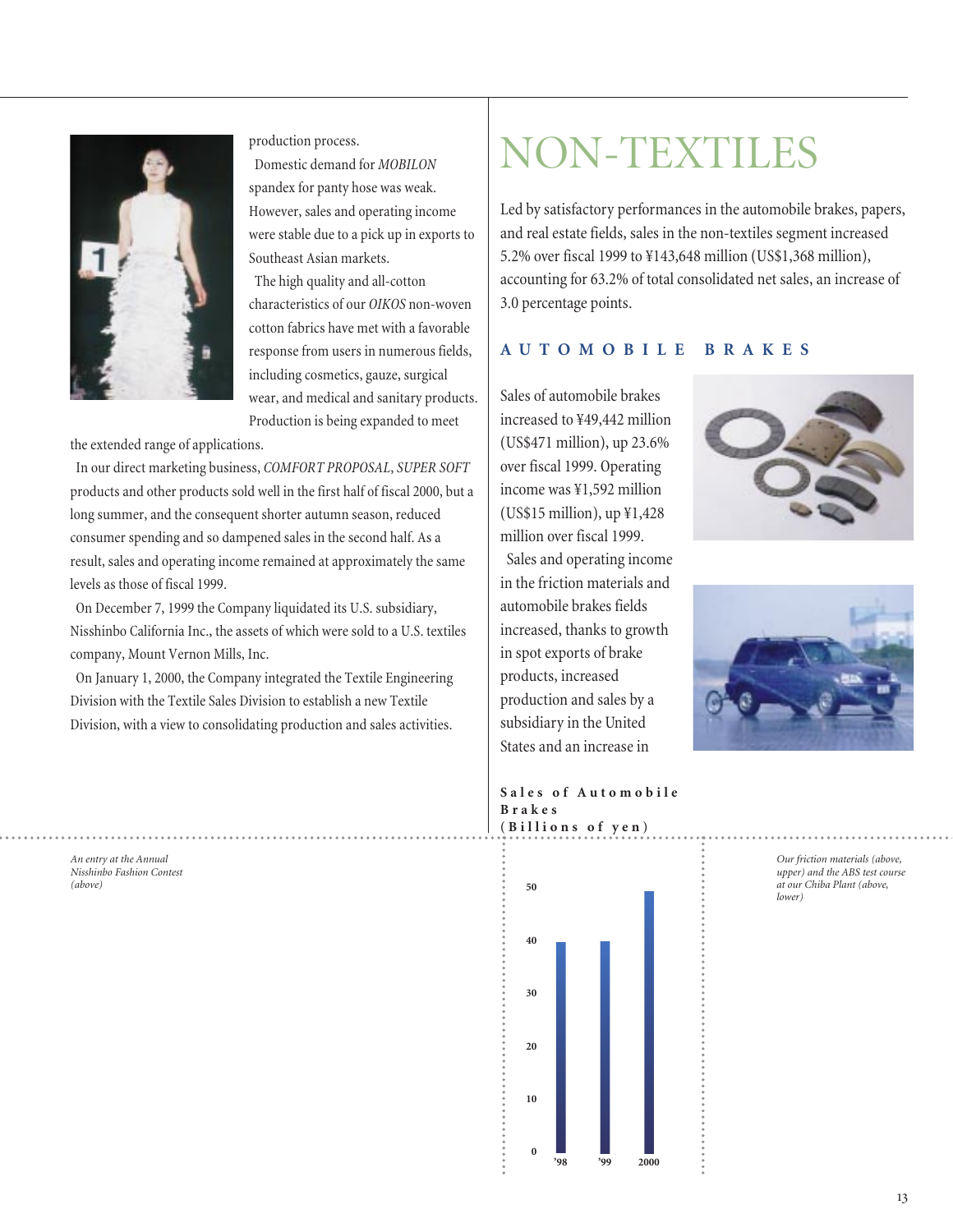production process.

Domestic demand for *MOBILON* spandex for panty hose was weak. However, sales and operating income were stable due to a pick up in exports to Southeast Asian markets.

The high quality and all-cotton characteristics of our *OIKOS* non-woven cotton fabrics have met with a favorable response from users in numerous fields, including cosmetics, gauze, surgical wear, and medical and sanitary products. Production is being expanded to meet the extended range of applications.

In our direct marketing business, *COMFORT PROPOSAL*, *SUPER SOFT* products and other products sold well in the first half of fiscal 2000, but a long summer, and the consequent shorter autumn season, reduced consumer spending and so dampened sales in the second half. As a result, sales and operating income remained at approximately the same levels as those of fiscal 1999.

On December 7, 1999 the Company liquidated its U.S. subsidiary, Nisshinbo California Inc., the assets of which were sold to a U.S. textiles company, Mount Vernon Mills, Inc.

On January 1, 2000, the Company integrated the Textile Engineering Division with the Textile Sales Division to establish a new Textile Division, with a view to consolidating production and sales activities.

*An entry at the Annual Nisshinbo Fashion Contest (above)*

# NON-TEXTILES

Led by satisfactory performances in the automobile brakes, papers, and real estate fields, sales in the non-textiles segment increased 5.2% over fiscal 1999 to ¥143,648 million (US$1,368 million), accounting for 63.2% of total consolidated net sales, an increase of 3.0 percentage points.

## AUTOMOBILE BRAKES

Sales of automobile brakes increased to ¥49,442 million (US$471 million), up 23.6% over fiscal 1999. Operating income was ¥1,592 million (US$15 million), up ¥1,428 million over fiscal 1999.

Sales and operating income in the friction materials and automobile brakes fields increased, thanks to growth in spot exports of brake products, increased production and sales by a subsidiary in the United States and an increase in

**Sales of Automobile Brakes (Billions of yen)**

| Year | Sales |
|---|---|
| '98 | ~40 |
| '99 | ~40 |
| 2000 | ~49 |

*Our friction materials (above, upper) and the ABS test course at our Chiba Plant (above, lower)*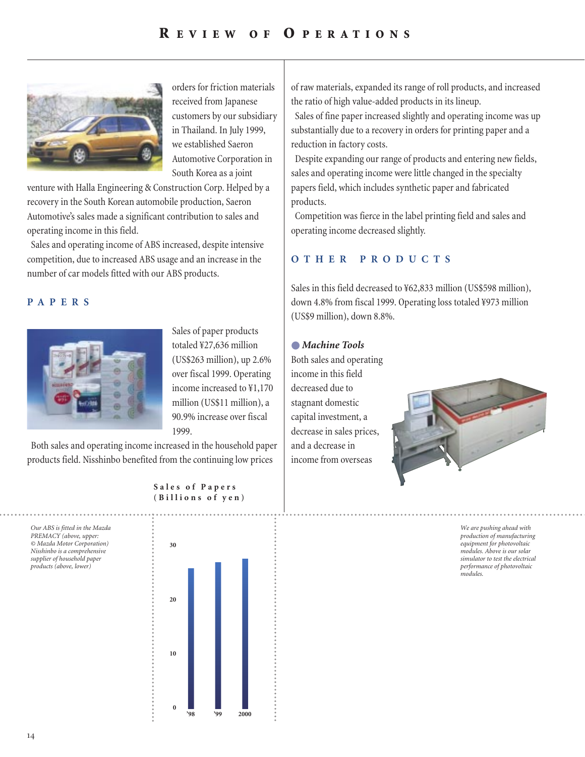orders for friction materials received from Japanese customers by our subsidiary in Thailand. In July 1999, we established Saeron Automotive Corporation in South Korea as a joint venture with Halla Engineering & Construction Corp. Helped by a recovery in the South Korean automobile production, Saeron Automotive's sales made a significant contribution to sales and operating income in this field.

Sales and operating income of ABS increased, despite intensive competition, due to increased ABS usage and an increase in the number of car models fitted with our ABS products.

## PAPERS

Sales of paper products totaled ¥27,636 million (US$263 million), up 2.6% over fiscal 1999. Operating income increased to ¥1,170 million (US$11 million), a 90.9% increase over fiscal 1999.

Both sales and operating income increased in the household paper products field. Nisshinbo benefited from the continuing low prices of raw materials, expanded its range of roll products, and increased the ratio of high value-added products in its lineup.

Sales of fine paper increased slightly and operating income was up substantially due to a recovery in orders for printing paper and a reduction in factory costs.

Despite expanding our range of products and entering new fields, sales and operating income were little changed in the specialty papers field, which includes synthetic paper and fabricated products.

Competition was fierce in the label printing field and sales and operating income decreased slightly.

## OTHER PRODUCTS

Sales in this field decreased to ¥62,833 million (US$598 million), down 4.8% from fiscal 1999. Operating loss totaled ¥973 million (US$9 million), down 8.8%.

### Machine Tools

Both sales and operating income in this field decreased due to stagnant domestic capital investment, a decrease in sales prices, and a decrease in income from overseas

*Our ABS is fitted in the Mazda PREMACY (above, upper: © Mazda Motor Corporation) Nisshinbo is a comprehensive supplier of household paper products (above, lower)*

**Sales of Papers (Billions of yen)**

| Year | Sales (approx., billions of yen) |
|---|---|
| '98 | ~26 |
| '99 | ~27 |
| 2000 | ~28 |

*We are pushing ahead with production of manufacturing equipment for photovoltaic modules. Above is our solar simulator to test the electrical performance of photovoltaic modules.*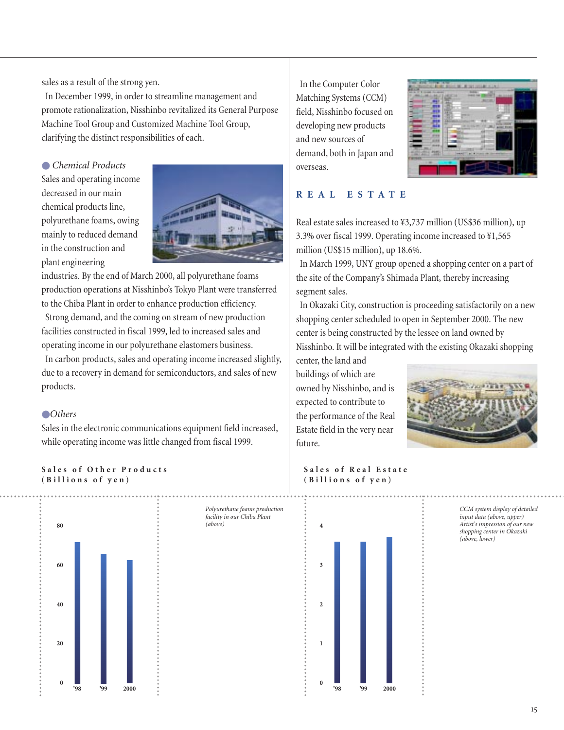sales as a result of the strong yen.

In December 1999, in order to streamline management and promote rationalization, Nisshinbo revitalized its General Purpose Machine Tool Group and Customized Machine Tool Group, clarifying the distinct responsibilities of each.

### Chemical Products

Sales and operating income decreased in our main chemical products line, polyurethane foams, owing mainly to reduced demand in the construction and plant engineering industries. By the end of March 2000, all polyurethane foams production operations at Nisshinbo's Tokyo Plant were transferred to the Chiba Plant in order to enhance production efficiency.

Strong demand, and the coming on stream of new production facilities constructed in fiscal 1999, led to increased sales and operating income in our polyurethane elastomers business.

In carbon products, sales and operating income increased slightly, due to a recovery in demand for semiconductors, and sales of new products.

### Others

Sales in the electronic communications equipment field increased, while operating income was little changed from fiscal 1999.

**Sales of Other Products (Billions of yen)**

80
60
40
20
0
'98 '99 2000

*Polyurethane foams production facility in our Chiba Plant (above)*

In the Computer Color Matching Systems (CCM) field, Nisshinbo focused on developing new products and new sources of demand, both in Japan and overseas.

## REAL ESTATE

Real estate sales increased to ¥3,737 million (US$36 million), up 3.3% over fiscal 1999. Operating income increased to ¥1,565 million (US$15 million), up 18.6%.

In March 1999, UNY group opened a shopping center on a part of the site of the Company's Shimada Plant, thereby increasing segment sales.

In Okazaki City, construction is proceeding satisfactorily on a new shopping center scheduled to open in September 2000. The new center is being constructed by the lessee on land owned by Nisshinbo. It will be integrated with the existing Okazaki shopping center, the land and buildings of which are owned by Nisshinbo, and is expected to contribute to the performance of the Real Estate field in the very near future.

**Sales of Real Estate (Billions of yen)**

4
3
2
1
0
'98 '99 2000

*CCM system display of detailed input data (above, upper)*
*Artist's impression of our new shopping center in Okazaki (above, lower)*